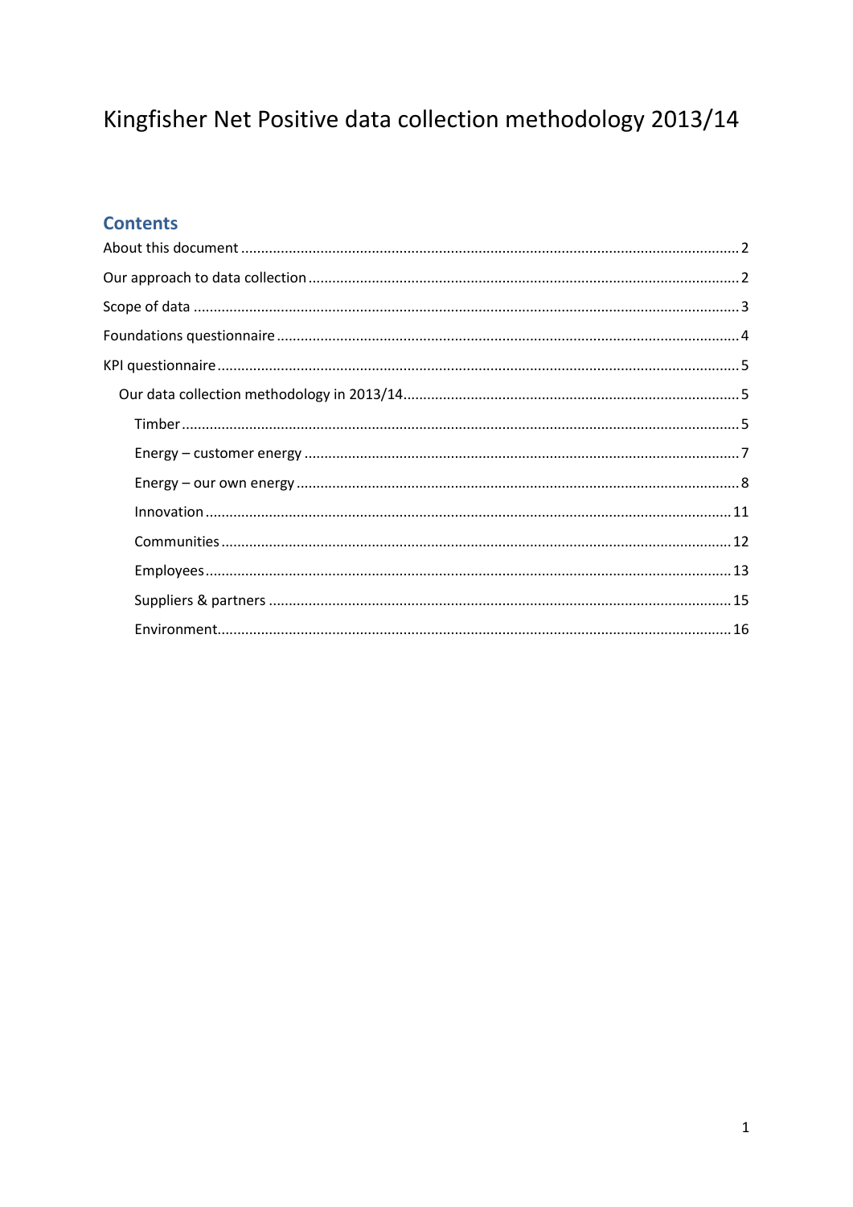# Kingfisher Net Positive data collection methodology 2013/14

## Contents

About this document .......... 2

Our approach to data collection .......... 2

Scope of data .......... 3

Foundations questionnaire .......... 4

KPI questionnaire .......... 5

- Our data collection methodology in 2013/14 .......... 5
  - Timber .......... 5
  - Energy – customer energy .......... 7
  - Energy – our own energy .......... 8
  - Innovation .......... 11
  - Communities .......... 12
  - Employees .......... 13
  - Suppliers & partners .......... 15
  - Environment .......... 16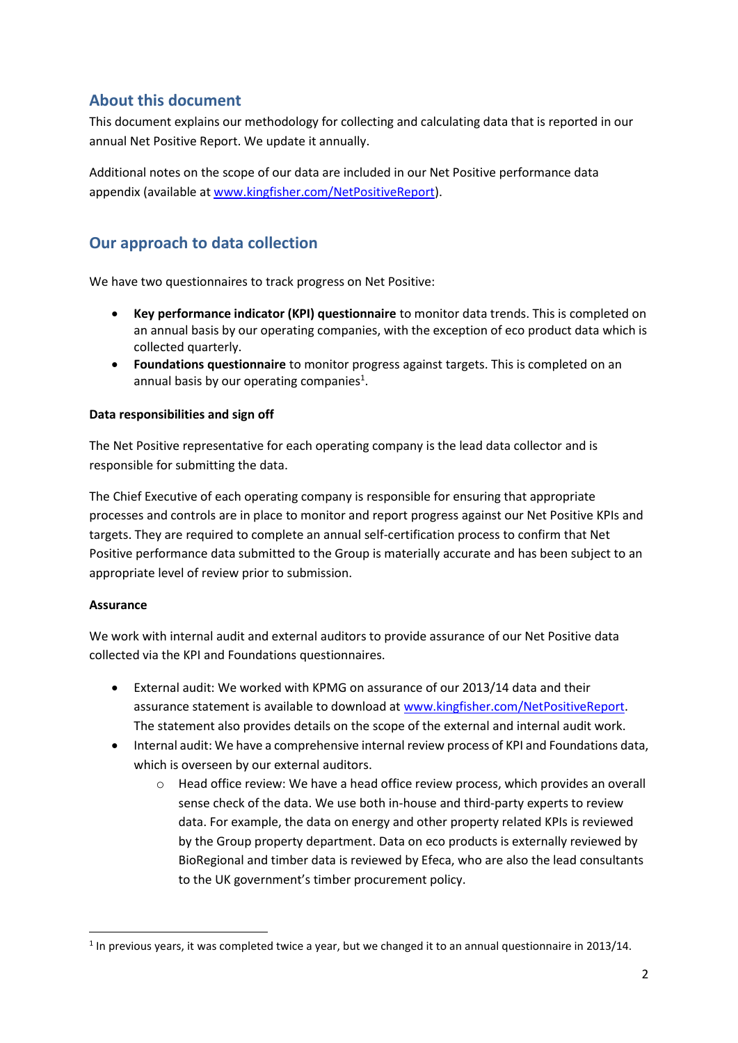## About this document

This document explains our methodology for collecting and calculating data that is reported in our annual Net Positive Report. We update it annually.

Additional notes on the scope of our data are included in our Net Positive performance data appendix (available at www.kingfisher.com/NetPositiveReport).

## Our approach to data collection

We have two questionnaires to track progress on Net Positive:

- **Key performance indicator (KPI) questionnaire** to monitor data trends. This is completed on an annual basis by our operating companies, with the exception of eco product data which is collected quarterly.
- **Foundations questionnaire** to monitor progress against targets. This is completed on an annual basis by our operating companies[1].

**Data responsibilities and sign off**

The Net Positive representative for each operating company is the lead data collector and is responsible for submitting the data.

The Chief Executive of each operating company is responsible for ensuring that appropriate processes and controls are in place to monitor and report progress against our Net Positive KPIs and targets. They are required to complete an annual self-certification process to confirm that Net Positive performance data submitted to the Group is materially accurate and has been subject to an appropriate level of review prior to submission.

**Assurance**

We work with internal audit and external auditors to provide assurance of our Net Positive data collected via the KPI and Foundations questionnaires.

- External audit: We worked with KPMG on assurance of our 2013/14 data and their assurance statement is available to download at www.kingfisher.com/NetPositiveReport. The statement also provides details on the scope of the external and internal audit work.
- Internal audit: We have a comprehensive internal review process of KPI and Foundations data, which is overseen by our external auditors.
  - Head office review: We have a head office review process, which provides an overall sense check of the data. We use both in-house and third-party experts to review data. For example, the data on energy and other property related KPIs is reviewed by the Group property department. Data on eco products is externally reviewed by BioRegional and timber data is reviewed by Efeca, who are also the lead consultants to the UK government's timber procurement policy.

[1] In previous years, it was completed twice a year, but we changed it to an annual questionnaire in 2013/14.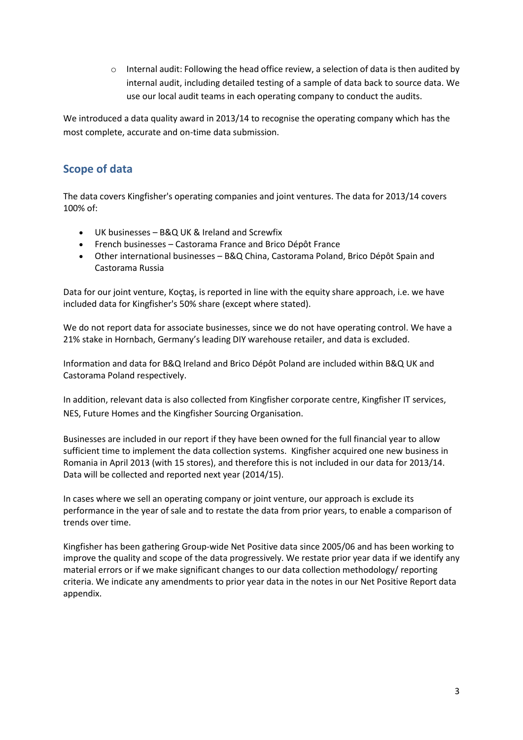- Internal audit: Following the head office review, a selection of data is then audited by internal audit, including detailed testing of a sample of data back to source data. We use our local audit teams in each operating company to conduct the audits.

We introduced a data quality award in 2013/14 to recognise the operating company which has the most complete, accurate and on-time data submission.

## Scope of data

The data covers Kingfisher's operating companies and joint ventures. The data for 2013/14 covers 100% of:

- UK businesses – B&Q UK & Ireland and Screwfix
- French businesses – Castorama France and Brico Dépôt France
- Other international businesses – B&Q China, Castorama Poland, Brico Dépôt Spain and Castorama Russia

Data for our joint venture, Koçtaş, is reported in line with the equity share approach, i.e. we have included data for Kingfisher's 50% share (except where stated).

We do not report data for associate businesses, since we do not have operating control. We have a 21% stake in Hornbach, Germany's leading DIY warehouse retailer, and data is excluded.

Information and data for B&Q Ireland and Brico Dépôt Poland are included within B&Q UK and Castorama Poland respectively.

In addition, relevant data is also collected from Kingfisher corporate centre, Kingfisher IT services, NES, Future Homes and the Kingfisher Sourcing Organisation.

Businesses are included in our report if they have been owned for the full financial year to allow sufficient time to implement the data collection systems. Kingfisher acquired one new business in Romania in April 2013 (with 15 stores), and therefore this is not included in our data for 2013/14. Data will be collected and reported next year (2014/15).

In cases where we sell an operating company or joint venture, our approach is exclude its performance in the year of sale and to restate the data from prior years, to enable a comparison of trends over time.

Kingfisher has been gathering Group-wide Net Positive data since 2005/06 and has been working to improve the quality and scope of the data progressively. We restate prior year data if we identify any material errors or if we make significant changes to our data collection methodology/ reporting criteria. We indicate any amendments to prior year data in the notes in our Net Positive Report data appendix.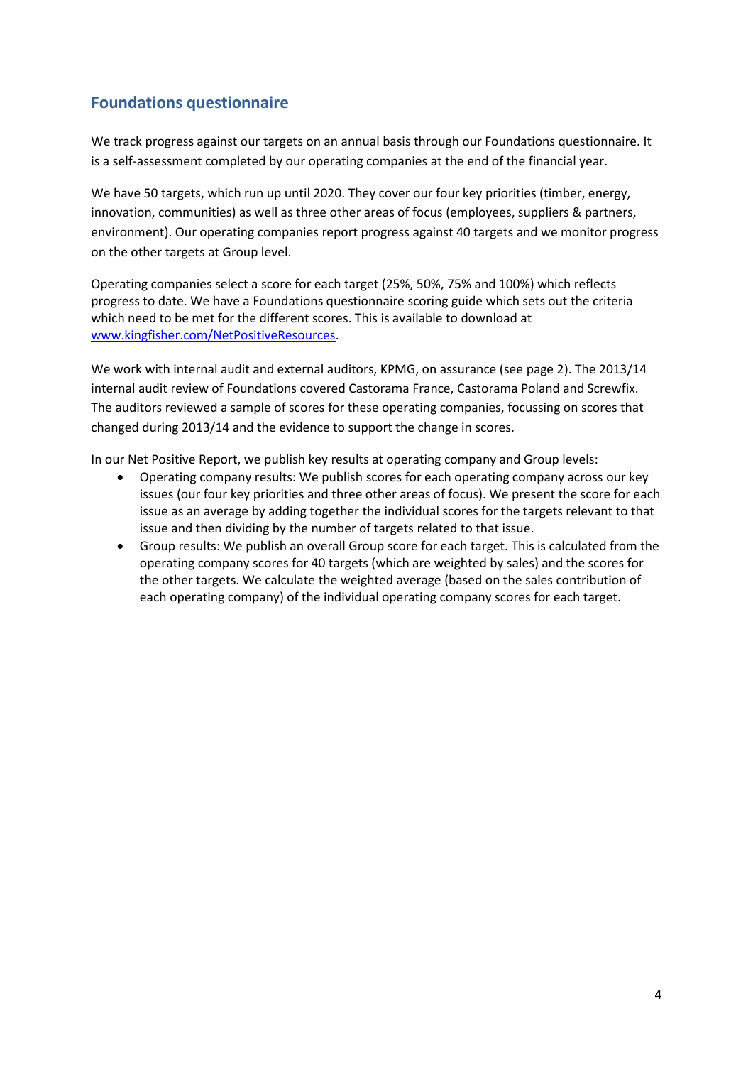## Foundations questionnaire

We track progress against our targets on an annual basis through our Foundations questionnaire. It is a self-assessment completed by our operating companies at the end of the financial year.

We have 50 targets, which run up until 2020. They cover our four key priorities (timber, energy, innovation, communities) as well as three other areas of focus (employees, suppliers & partners, environment). Our operating companies report progress against 40 targets and we monitor progress on the other targets at Group level.

Operating companies select a score for each target (25%, 50%, 75% and 100%) which reflects progress to date. We have a Foundations questionnaire scoring guide which sets out the criteria which need to be met for the different scores. This is available to download at [www.kingfisher.com/NetPositiveResources](http://www.kingfisher.com/NetPositiveResources).

We work with internal audit and external auditors, KPMG, on assurance (see page 2). The 2013/14 internal audit review of Foundations covered Castorama France, Castorama Poland and Screwfix. The auditors reviewed a sample of scores for these operating companies, focussing on scores that changed during 2013/14 and the evidence to support the change in scores.

In our Net Positive Report, we publish key results at operating company and Group levels:

- Operating company results: We publish scores for each operating company across our key issues (our four key priorities and three other areas of focus). We present the score for each issue as an average by adding together the individual scores for the targets relevant to that issue and then dividing by the number of targets related to that issue.
- Group results: We publish an overall Group score for each target. This is calculated from the operating company scores for 40 targets (which are weighted by sales) and the scores for the other targets. We calculate the weighted average (based on the sales contribution of each operating company) of the individual operating company scores for each target.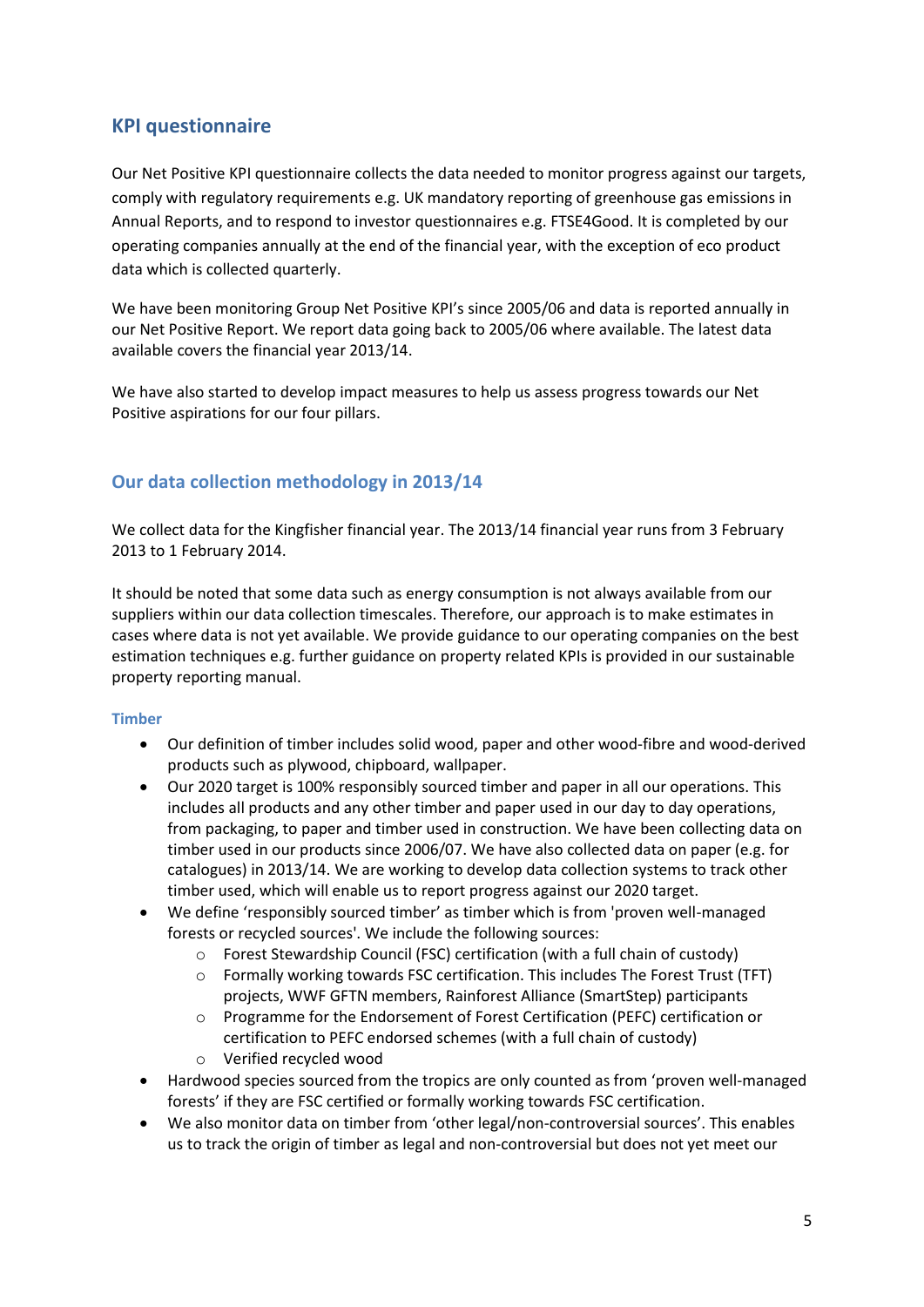## KPI questionnaire

Our Net Positive KPI questionnaire collects the data needed to monitor progress against our targets, comply with regulatory requirements e.g. UK mandatory reporting of greenhouse gas emissions in Annual Reports, and to respond to investor questionnaires e.g. FTSE4Good. It is completed by our operating companies annually at the end of the financial year, with the exception of eco product data which is collected quarterly.

We have been monitoring Group Net Positive KPI's since 2005/06 and data is reported annually in our Net Positive Report. We report data going back to 2005/06 where available. The latest data available covers the financial year 2013/14.

We have also started to develop impact measures to help us assess progress towards our Net Positive aspirations for our four pillars.

## Our data collection methodology in 2013/14

We collect data for the Kingfisher financial year. The 2013/14 financial year runs from 3 February 2013 to 1 February 2014.

It should be noted that some data such as energy consumption is not always available from our suppliers within our data collection timescales. Therefore, our approach is to make estimates in cases where data is not yet available. We provide guidance to our operating companies on the best estimation techniques e.g. further guidance on property related KPIs is provided in our sustainable property reporting manual.

### Timber

- Our definition of timber includes solid wood, paper and other wood-fibre and wood-derived products such as plywood, chipboard, wallpaper.
- Our 2020 target is 100% responsibly sourced timber and paper in all our operations. This includes all products and any other timber and paper used in our day to day operations, from packaging, to paper and timber used in construction. We have been collecting data on timber used in our products since 2006/07. We have also collected data on paper (e.g. for catalogues) in 2013/14. We are working to develop data collection systems to track other timber used, which will enable us to report progress against our 2020 target.
- We define 'responsibly sourced timber' as timber which is from 'proven well-managed forests or recycled sources'. We include the following sources:
    - Forest Stewardship Council (FSC) certification (with a full chain of custody)
    - Formally working towards FSC certification. This includes The Forest Trust (TFT) projects, WWF GFTN members, Rainforest Alliance (SmartStep) participants
    - Programme for the Endorsement of Forest Certification (PEFC) certification or certification to PEFC endorsed schemes (with a full chain of custody)
    - Verified recycled wood
- Hardwood species sourced from the tropics are only counted as from 'proven well-managed forests' if they are FSC certified or formally working towards FSC certification.
- We also monitor data on timber from 'other legal/non-controversial sources'. This enables us to track the origin of timber as legal and non-controversial but does not yet meet our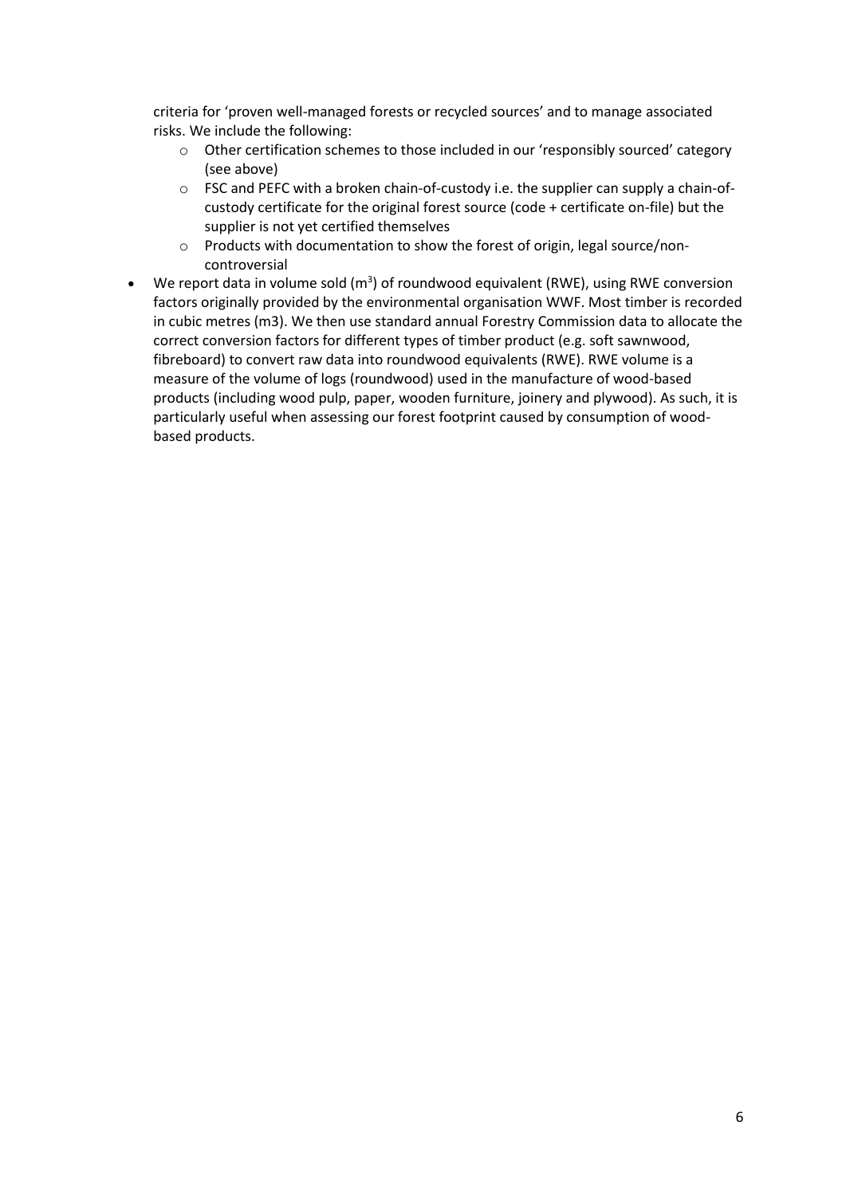criteria for 'proven well-managed forests or recycled sources' and to manage associated risks. We include the following:
  - Other certification schemes to those included in our 'responsibly sourced' category (see above)
  - FSC and PEFC with a broken chain-of-custody i.e. the supplier can supply a chain-of-custody certificate for the original forest source (code + certificate on-file) but the supplier is not yet certified themselves
  - Products with documentation to show the forest of origin, legal source/non-controversial
- We report data in volume sold ($m^3$) of roundwood equivalent (RWE), using RWE conversion factors originally provided by the environmental organisation WWF. Most timber is recorded in cubic metres (m3). We then use standard annual Forestry Commission data to allocate the correct conversion factors for different types of timber product (e.g. soft sawnwood, fibreboard) to convert raw data into roundwood equivalents (RWE). RWE volume is a measure of the volume of logs (roundwood) used in the manufacture of wood-based products (including wood pulp, paper, wooden furniture, joinery and plywood). As such, it is particularly useful when assessing our forest footprint caused by consumption of wood-based products.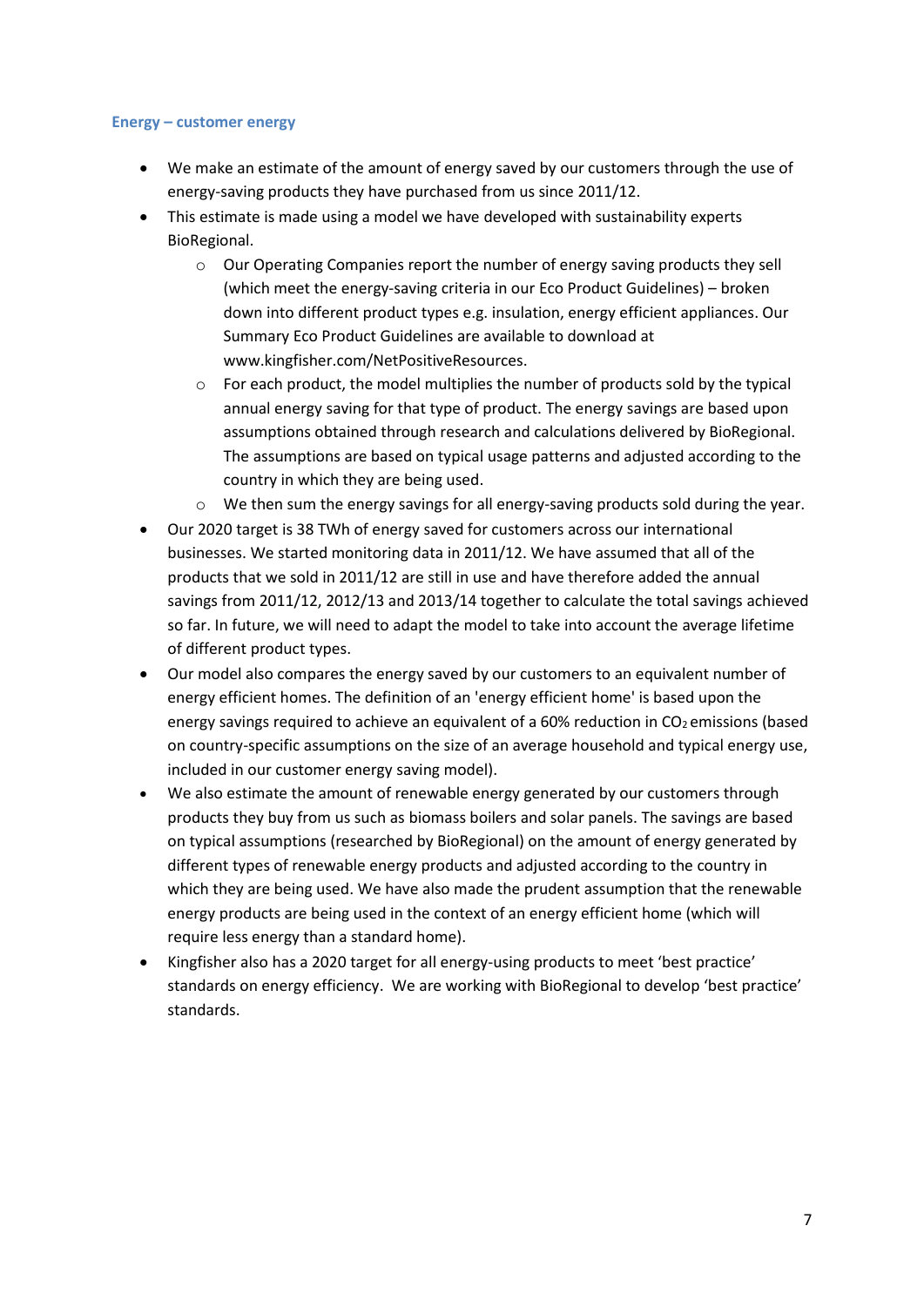### Energy – customer energy

- We make an estimate of the amount of energy saved by our customers through the use of energy-saving products they have purchased from us since 2011/12.
- This estimate is made using a model we have developed with sustainability experts BioRegional.
    - Our Operating Companies report the number of energy saving products they sell (which meet the energy-saving criteria in our Eco Product Guidelines) – broken down into different product types e.g. insulation, energy efficient appliances. Our Summary Eco Product Guidelines are available to download at www.kingfisher.com/NetPositiveResources.
    - For each product, the model multiplies the number of products sold by the typical annual energy saving for that type of product. The energy savings are based upon assumptions obtained through research and calculations delivered by BioRegional. The assumptions are based on typical usage patterns and adjusted according to the country in which they are being used.
    - We then sum the energy savings for all energy-saving products sold during the year.
- Our 2020 target is 38 TWh of energy saved for customers across our international businesses. We started monitoring data in 2011/12. We have assumed that all of the products that we sold in 2011/12 are still in use and have therefore added the annual savings from 2011/12, 2012/13 and 2013/14 together to calculate the total savings achieved so far. In future, we will need to adapt the model to take into account the average lifetime of different product types.
- Our model also compares the energy saved by our customers to an equivalent number of energy efficient homes. The definition of an 'energy efficient home' is based upon the energy savings required to achieve an equivalent of a 60% reduction in $CO_2$ emissions (based on country-specific assumptions on the size of an average household and typical energy use, included in our customer energy saving model).
- We also estimate the amount of renewable energy generated by our customers through products they buy from us such as biomass boilers and solar panels. The savings are based on typical assumptions (researched by BioRegional) on the amount of energy generated by different types of renewable energy products and adjusted according to the country in which they are being used. We have also made the prudent assumption that the renewable energy products are being used in the context of an energy efficient home (which will require less energy than a standard home).
- Kingfisher also has a 2020 target for all energy-using products to meet 'best practice' standards on energy efficiency. We are working with BioRegional to develop 'best practice' standards.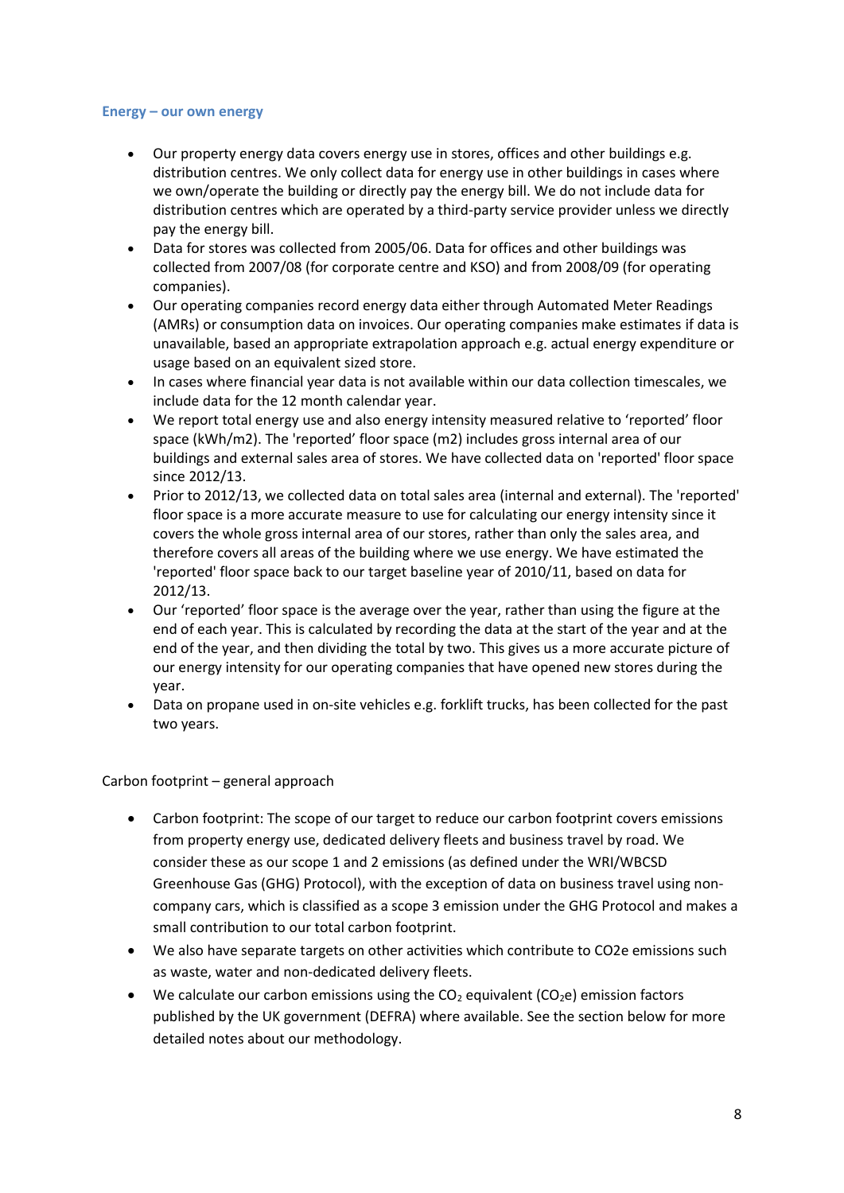### Energy – our own energy

- Our property energy data covers energy use in stores, offices and other buildings e.g. distribution centres. We only collect data for energy use in other buildings in cases where we own/operate the building or directly pay the energy bill. We do not include data for distribution centres which are operated by a third-party service provider unless we directly pay the energy bill.
- Data for stores was collected from 2005/06. Data for offices and other buildings was collected from 2007/08 (for corporate centre and KSO) and from 2008/09 (for operating companies).
- Our operating companies record energy data either through Automated Meter Readings (AMRs) or consumption data on invoices. Our operating companies make estimates if data is unavailable, based an appropriate extrapolation approach e.g. actual energy expenditure or usage based on an equivalent sized store.
- In cases where financial year data is not available within our data collection timescales, we include data for the 12 month calendar year.
- We report total energy use and also energy intensity measured relative to 'reported' floor space (kWh/m2). The 'reported' floor space (m2) includes gross internal area of our buildings and external sales area of stores. We have collected data on 'reported' floor space since 2012/13.
- Prior to 2012/13, we collected data on total sales area (internal and external). The 'reported' floor space is a more accurate measure to use for calculating our energy intensity since it covers the whole gross internal area of our stores, rather than only the sales area, and therefore covers all areas of the building where we use energy. We have estimated the 'reported' floor space back to our target baseline year of 2010/11, based on data for 2012/13.
- Our 'reported' floor space is the average over the year, rather than using the figure at the end of each year. This is calculated by recording the data at the start of the year and at the end of the year, and then dividing the total by two. This gives us a more accurate picture of our energy intensity for our operating companies that have opened new stores during the year.
- Data on propane used in on-site vehicles e.g. forklift trucks, has been collected for the past two years.

Carbon footprint – general approach

- Carbon footprint: The scope of our target to reduce our carbon footprint covers emissions from property energy use, dedicated delivery fleets and business travel by road. We consider these as our scope 1 and 2 emissions (as defined under the WRI/WBCSD Greenhouse Gas (GHG) Protocol), with the exception of data on business travel using non-company cars, which is classified as a scope 3 emission under the GHG Protocol and makes a small contribution to our total carbon footprint.
- We also have separate targets on other activities which contribute to CO2e emissions such as waste, water and non-dedicated delivery fleets.
- We calculate our carbon emissions using the $CO_2$ equivalent ($CO_2e$) emission factors published by the UK government (DEFRA) where available. See the section below for more detailed notes about our methodology.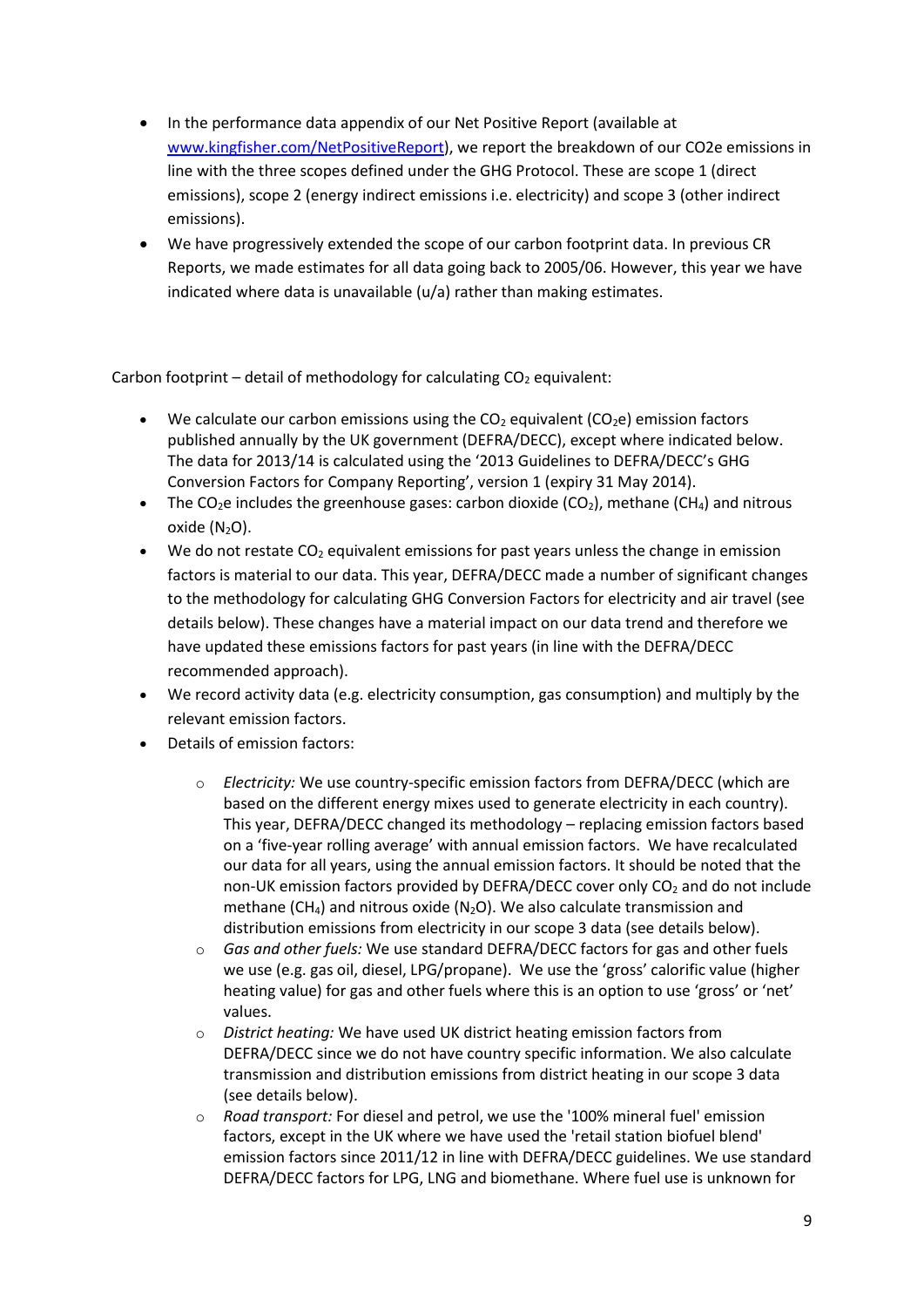- In the performance data appendix of our Net Positive Report (available at [www.kingfisher.com/NetPositiveReport](www.kingfisher.com/NetPositiveReport)), we report the breakdown of our CO2e emissions in line with the three scopes defined under the GHG Protocol. These are scope 1 (direct emissions), scope 2 (energy indirect emissions i.e. electricity) and scope 3 (other indirect emissions).
- We have progressively extended the scope of our carbon footprint data. In previous CR Reports, we made estimates for all data going back to 2005/06. However, this year we have indicated where data is unavailable (u/a) rather than making estimates.

Carbon footprint – detail of methodology for calculating $CO_2$ equivalent:

- We calculate our carbon emissions using the $CO_2$ equivalent ($CO_2e$) emission factors published annually by the UK government (DEFRA/DECC), except where indicated below. The data for 2013/14 is calculated using the '2013 Guidelines to DEFRA/DECC's GHG Conversion Factors for Company Reporting', version 1 (expiry 31 May 2014).
- The $CO_2e$ includes the greenhouse gases: carbon dioxide ($CO_2$), methane ($CH_4$) and nitrous oxide ($N_2O$).
- We do not restate $CO_2$ equivalent emissions for past years unless the change in emission factors is material to our data. This year, DEFRA/DECC made a number of significant changes to the methodology for calculating GHG Conversion Factors for electricity and air travel (see details below). These changes have a material impact on our data trend and therefore we have updated these emissions factors for past years (in line with the DEFRA/DECC recommended approach).
- We record activity data (e.g. electricity consumption, gas consumption) and multiply by the relevant emission factors.
- Details of emission factors:
  - *Electricity:* We use country-specific emission factors from DEFRA/DECC (which are based on the different energy mixes used to generate electricity in each country). This year, DEFRA/DECC changed its methodology – replacing emission factors based on a 'five-year rolling average' with annual emission factors. We have recalculated our data for all years, using the annual emission factors. It should be noted that the non-UK emission factors provided by DEFRA/DECC cover only $CO_2$ and do not include methane ($CH_4$) and nitrous oxide ($N_2O$). We also calculate transmission and distribution emissions from electricity in our scope 3 data (see details below).
  - *Gas and other fuels:* We use standard DEFRA/DECC factors for gas and other fuels we use (e.g. gas oil, diesel, LPG/propane). We use the 'gross' calorific value (higher heating value) for gas and other fuels where this is an option to use 'gross' or 'net' values.
  - *District heating:* We have used UK district heating emission factors from DEFRA/DECC since we do not have country specific information. We also calculate transmission and distribution emissions from district heating in our scope 3 data (see details below).
  - *Road transport:* For diesel and petrol, we use the '100% mineral fuel' emission factors, except in the UK where we have used the 'retail station biofuel blend' emission factors since 2011/12 in line with DEFRA/DECC guidelines. We use standard DEFRA/DECC factors for LPG, LNG and biomethane. Where fuel use is unknown for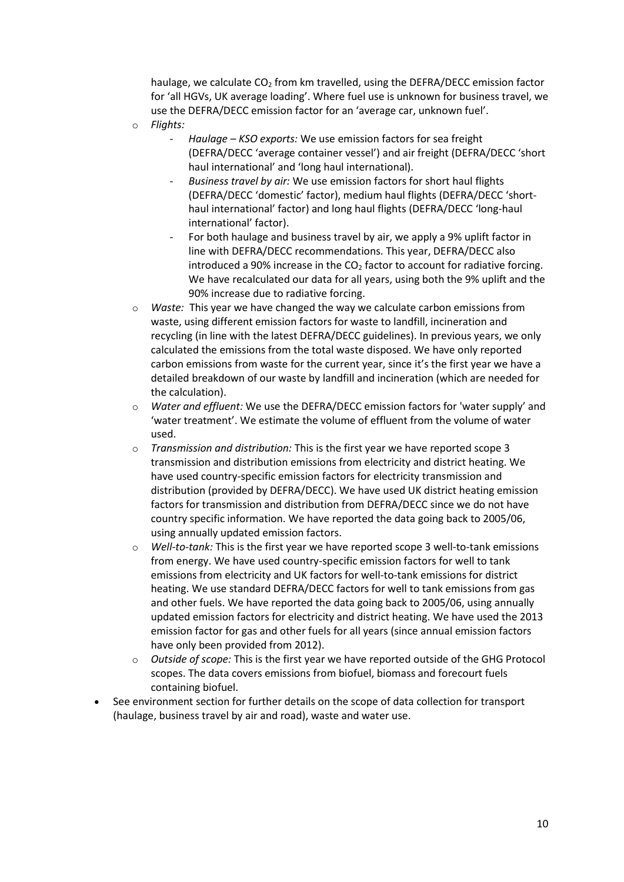haulage, we calculate $CO_2$ from km travelled, using the DEFRA/DECC emission factor for 'all HGVs, UK average loading'. Where fuel use is unknown for business travel, we use the DEFRA/DECC emission factor for an 'average car, unknown fuel'.

- *Flights:*
  - *Haulage – KSO exports:* We use emission factors for sea freight (DEFRA/DECC 'average container vessel') and air freight (DEFRA/DECC 'short haul international' and 'long haul international).
  - *Business travel by air:* We use emission factors for short haul flights (DEFRA/DECC 'domestic' factor), medium haul flights (DEFRA/DECC 'short-haul international' factor) and long haul flights (DEFRA/DECC 'long-haul international' factor).
  - For both haulage and business travel by air, we apply a 9% uplift factor in line with DEFRA/DECC recommendations. This year, DEFRA/DECC also introduced a 90% increase in the $CO_2$ factor to account for radiative forcing. We have recalculated our data for all years, using both the 9% uplift and the 90% increase due to radiative forcing.
- *Waste:* This year we have changed the way we calculate carbon emissions from waste, using different emission factors for waste to landfill, incineration and recycling (in line with the latest DEFRA/DECC guidelines). In previous years, we only calculated the emissions from the total waste disposed. We have only reported carbon emissions from waste for the current year, since it's the first year we have a detailed breakdown of our waste by landfill and incineration (which are needed for the calculation).
- *Water and effluent:* We use the DEFRA/DECC emission factors for 'water supply' and 'water treatment'. We estimate the volume of effluent from the volume of water used.
- *Transmission and distribution:* This is the first year we have reported scope 3 transmission and distribution emissions from electricity and district heating. We have used country-specific emission factors for electricity transmission and distribution (provided by DEFRA/DECC). We have used UK district heating emission factors for transmission and distribution from DEFRA/DECC since we do not have country specific information. We have reported the data going back to 2005/06, using annually updated emission factors.
- *Well-to-tank:* This is the first year we have reported scope 3 well-to-tank emissions from energy. We have used country-specific emission factors for well to tank emissions from electricity and UK factors for well-to-tank emissions for district heating. We use standard DEFRA/DECC factors for well to tank emissions from gas and other fuels. We have reported the data going back to 2005/06, using annually updated emission factors for electricity and district heating. We have used the 2013 emission factor for gas and other fuels for all years (since annual emission factors have only been provided from 2012).
- *Outside of scope:* This is the first year we have reported outside of the GHG Protocol scopes. The data covers emissions from biofuel, biomass and forecourt fuels containing biofuel.

- See environment section for further details on the scope of data collection for transport (haulage, business travel by air and road), waste and water use.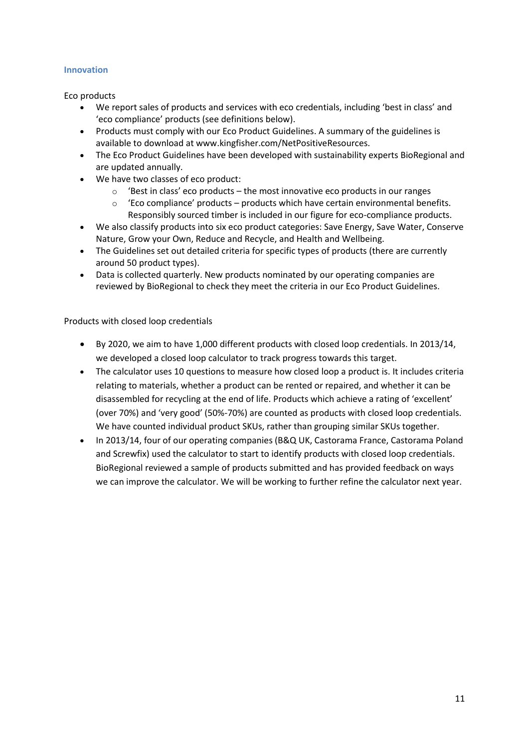### Innovation

Eco products

- We report sales of products and services with eco credentials, including 'best in class' and 'eco compliance' products (see definitions below).
- Products must comply with our Eco Product Guidelines. A summary of the guidelines is available to download at www.kingfisher.com/NetPositiveResources.
- The Eco Product Guidelines have been developed with sustainability experts BioRegional and are updated annually.
- We have two classes of eco product:
    - 'Best in class' eco products – the most innovative eco products in our ranges
    - 'Eco compliance' products – products which have certain environmental benefits. Responsibly sourced timber is included in our figure for eco-compliance products.
- We also classify products into six eco product categories: Save Energy, Save Water, Conserve Nature, Grow your Own, Reduce and Recycle, and Health and Wellbeing.
- The Guidelines set out detailed criteria for specific types of products (there are currently around 50 product types).
- Data is collected quarterly. New products nominated by our operating companies are reviewed by BioRegional to check they meet the criteria in our Eco Product Guidelines.

Products with closed loop credentials

- By 2020, we aim to have 1,000 different products with closed loop credentials. In 2013/14, we developed a closed loop calculator to track progress towards this target.
- The calculator uses 10 questions to measure how closed loop a product is. It includes criteria relating to materials, whether a product can be rented or repaired, and whether it can be disassembled for recycling at the end of life. Products which achieve a rating of 'excellent' (over 70%) and 'very good' (50%-70%) are counted as products with closed loop credentials. We have counted individual product SKUs, rather than grouping similar SKUs together.
- In 2013/14, four of our operating companies (B&Q UK, Castorama France, Castorama Poland and Screwfix) used the calculator to start to identify products with closed loop credentials. BioRegional reviewed a sample of products submitted and has provided feedback on ways we can improve the calculator. We will be working to further refine the calculator next year.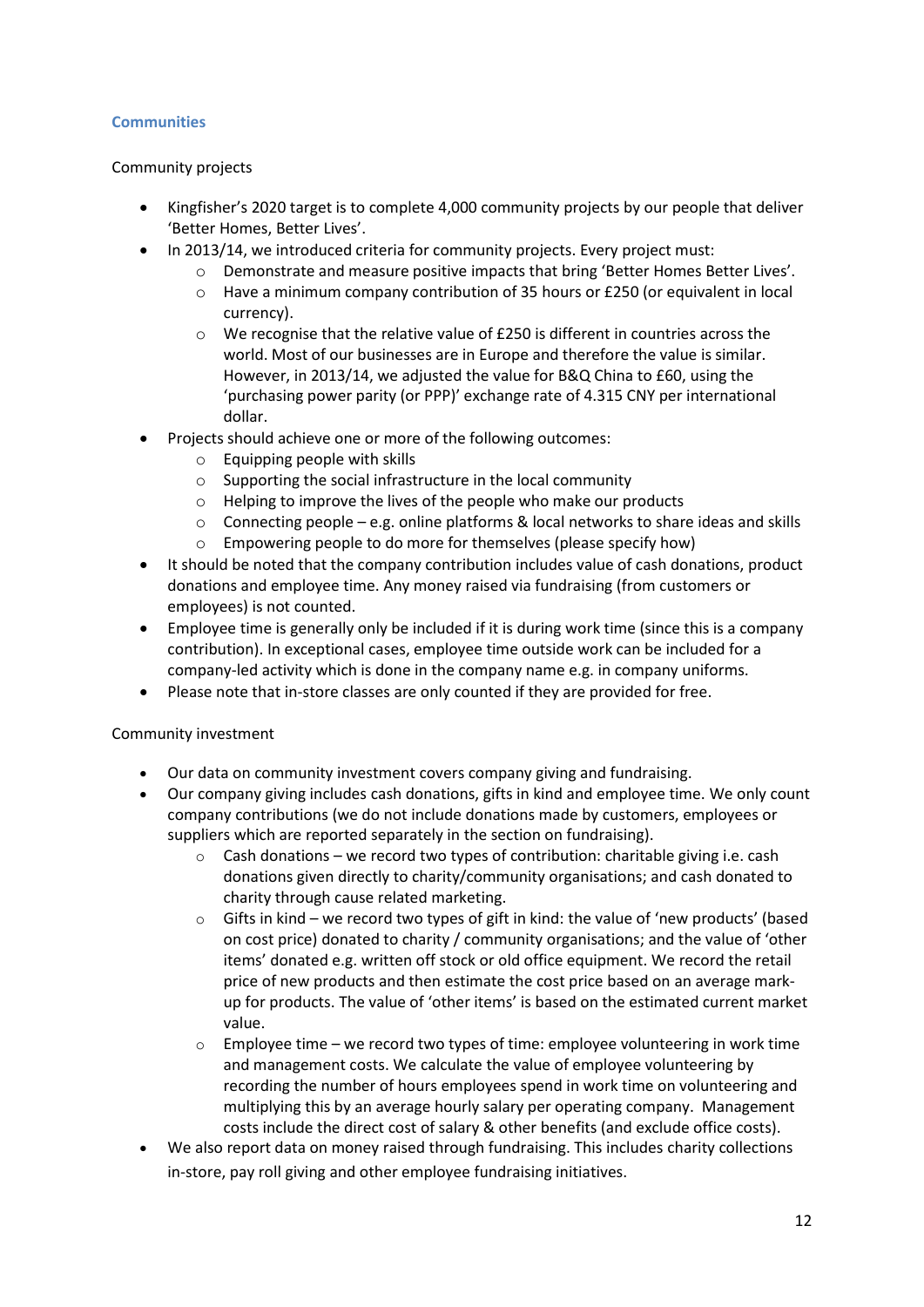## Communities

### Community projects

- Kingfisher's 2020 target is to complete 4,000 community projects by our people that deliver 'Better Homes, Better Lives'.
- In 2013/14, we introduced criteria for community projects. Every project must:
    - Demonstrate and measure positive impacts that bring 'Better Homes Better Lives'.
    - Have a minimum company contribution of 35 hours or £250 (or equivalent in local currency).
    - We recognise that the relative value of £250 is different in countries across the world. Most of our businesses are in Europe and therefore the value is similar. However, in 2013/14, we adjusted the value for B&Q China to £60, using the 'purchasing power parity (or PPP)' exchange rate of 4.315 CNY per international dollar.
- Projects should achieve one or more of the following outcomes:
    - Equipping people with skills
    - Supporting the social infrastructure in the local community
    - Helping to improve the lives of the people who make our products
    - Connecting people – e.g. online platforms & local networks to share ideas and skills
    - Empowering people to do more for themselves (please specify how)
- It should be noted that the company contribution includes value of cash donations, product donations and employee time. Any money raised via fundraising (from customers or employees) is not counted.
- Employee time is generally only be included if it is during work time (since this is a company contribution). In exceptional cases, employee time outside work can be included for a company-led activity which is done in the company name e.g. in company uniforms.
- Please note that in-store classes are only counted if they are provided for free.

### Community investment

- Our data on community investment covers company giving and fundraising.
- Our company giving includes cash donations, gifts in kind and employee time. We only count company contributions (we do not include donations made by customers, employees or suppliers which are reported separately in the section on fundraising).
    - Cash donations – we record two types of contribution: charitable giving i.e. cash donations given directly to charity/community organisations; and cash donated to charity through cause related marketing.
    - Gifts in kind – we record two types of gift in kind: the value of 'new products' (based on cost price) donated to charity / community organisations; and the value of 'other items' donated e.g. written off stock or old office equipment. We record the retail price of new products and then estimate the cost price based on an average mark-up for products. The value of 'other items' is based on the estimated current market value.
    - Employee time – we record two types of time: employee volunteering in work time and management costs. We calculate the value of employee volunteering by recording the number of hours employees spend in work time on volunteering and multiplying this by an average hourly salary per operating company. Management costs include the direct cost of salary & other benefits (and exclude office costs).
- We also report data on money raised through fundraising. This includes charity collections in-store, pay roll giving and other employee fundraising initiatives.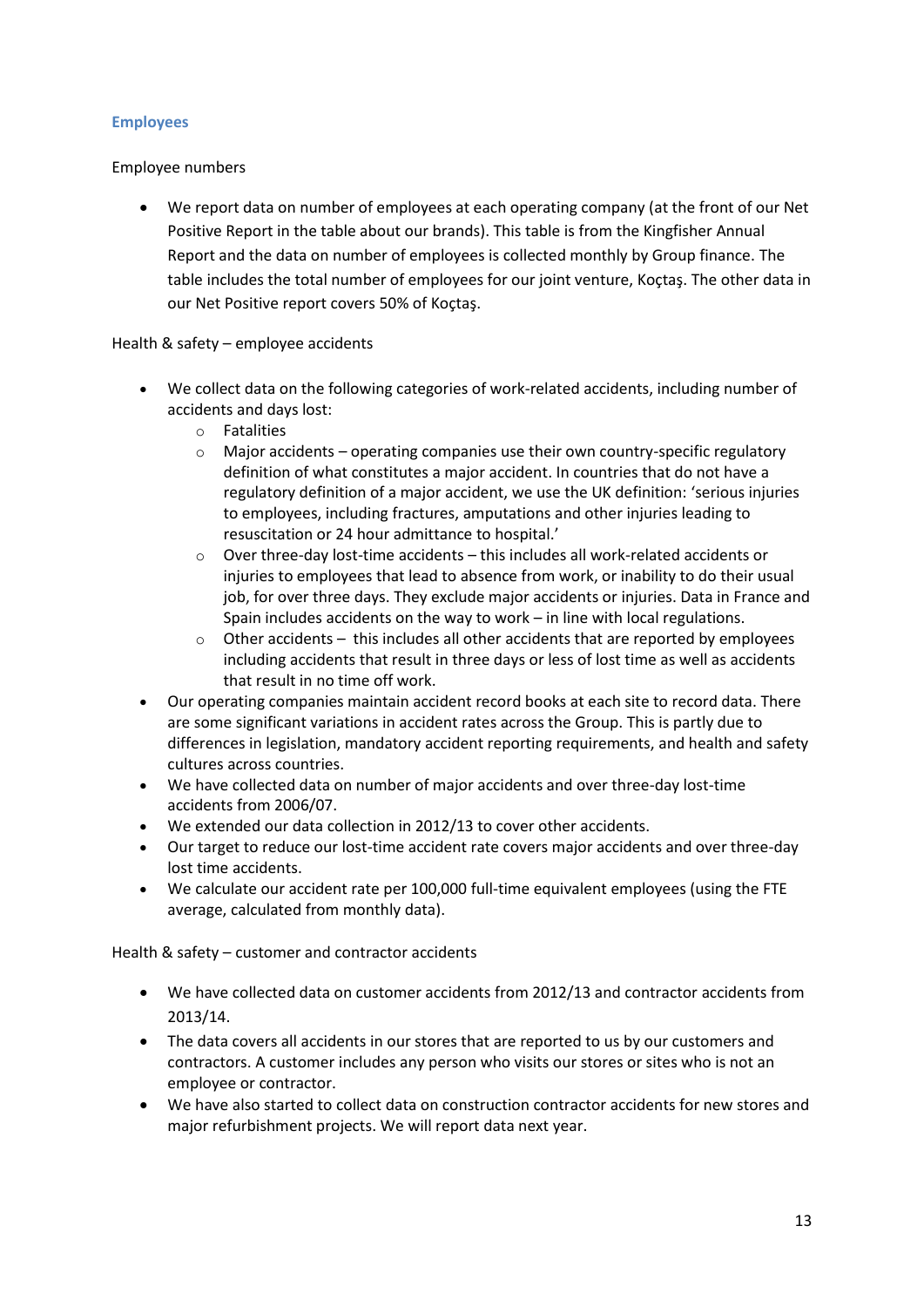## Employees

Employee numbers

- We report data on number of employees at each operating company (at the front of our Net Positive Report in the table about our brands). This table is from the Kingfisher Annual Report and the data on number of employees is collected monthly by Group finance. The table includes the total number of employees for our joint venture, Koçtaş. The other data in our Net Positive report covers 50% of Koçtaş.

Health & safety – employee accidents

- We collect data on the following categories of work-related accidents, including number of accidents and days lost:
  - Fatalities
  - Major accidents – operating companies use their own country-specific regulatory definition of what constitutes a major accident. In countries that do not have a regulatory definition of a major accident, we use the UK definition: 'serious injuries to employees, including fractures, amputations and other injuries leading to resuscitation or 24 hour admittance to hospital.'
  - Over three-day lost-time accidents – this includes all work-related accidents or injuries to employees that lead to absence from work, or inability to do their usual job, for over three days. They exclude major accidents or injuries. Data in France and Spain includes accidents on the way to work – in line with local regulations.
  - Other accidents – this includes all other accidents that are reported by employees including accidents that result in three days or less of lost time as well as accidents that result in no time off work.
- Our operating companies maintain accident record books at each site to record data. There are some significant variations in accident rates across the Group. This is partly due to differences in legislation, mandatory accident reporting requirements, and health and safety cultures across countries.
- We have collected data on number of major accidents and over three-day lost-time accidents from 2006/07.
- We extended our data collection in 2012/13 to cover other accidents.
- Our target to reduce our lost-time accident rate covers major accidents and over three-day lost time accidents.
- We calculate our accident rate per 100,000 full-time equivalent employees (using the FTE average, calculated from monthly data).

Health & safety – customer and contractor accidents

- We have collected data on customer accidents from 2012/13 and contractor accidents from 2013/14.
- The data covers all accidents in our stores that are reported to us by our customers and contractors. A customer includes any person who visits our stores or sites who is not an employee or contractor.
- We have also started to collect data on construction contractor accidents for new stores and major refurbishment projects. We will report data next year.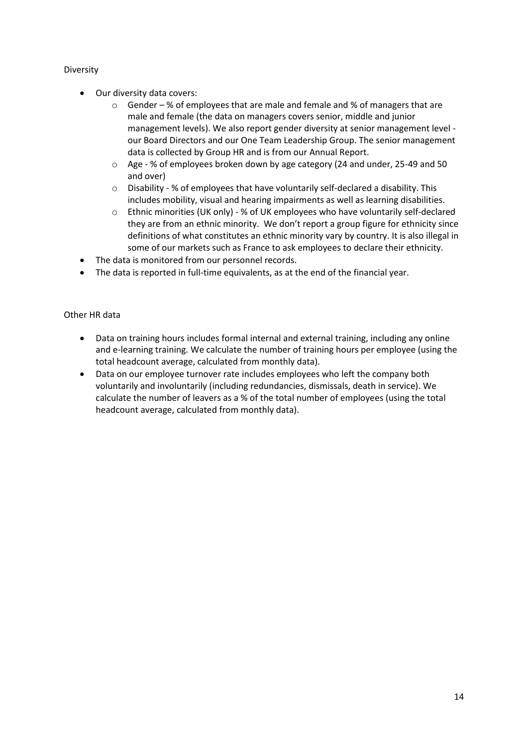Diversity

- Our diversity data covers:
  - Gender – % of employees that are male and female and % of managers that are male and female (the data on managers covers senior, middle and junior management levels). We also report gender diversity at senior management level - our Board Directors and our One Team Leadership Group. The senior management data is collected by Group HR and is from our Annual Report.
  - Age - % of employees broken down by age category (24 and under, 25-49 and 50 and over)
  - Disability - % of employees that have voluntarily self-declared a disability. This includes mobility, visual and hearing impairments as well as learning disabilities.
  - Ethnic minorities (UK only) - % of UK employees who have voluntarily self-declared they are from an ethnic minority. We don't report a group figure for ethnicity since definitions of what constitutes an ethnic minority vary by country. It is also illegal in some of our markets such as France to ask employees to declare their ethnicity.
- The data is monitored from our personnel records.
- The data is reported in full-time equivalents, as at the end of the financial year.

Other HR data

- Data on training hours includes formal internal and external training, including any online and e-learning training. We calculate the number of training hours per employee (using the total headcount average, calculated from monthly data).
- Data on our employee turnover rate includes employees who left the company both voluntarily and involuntarily (including redundancies, dismissals, death in service). We calculate the number of leavers as a % of the total number of employees (using the total headcount average, calculated from monthly data).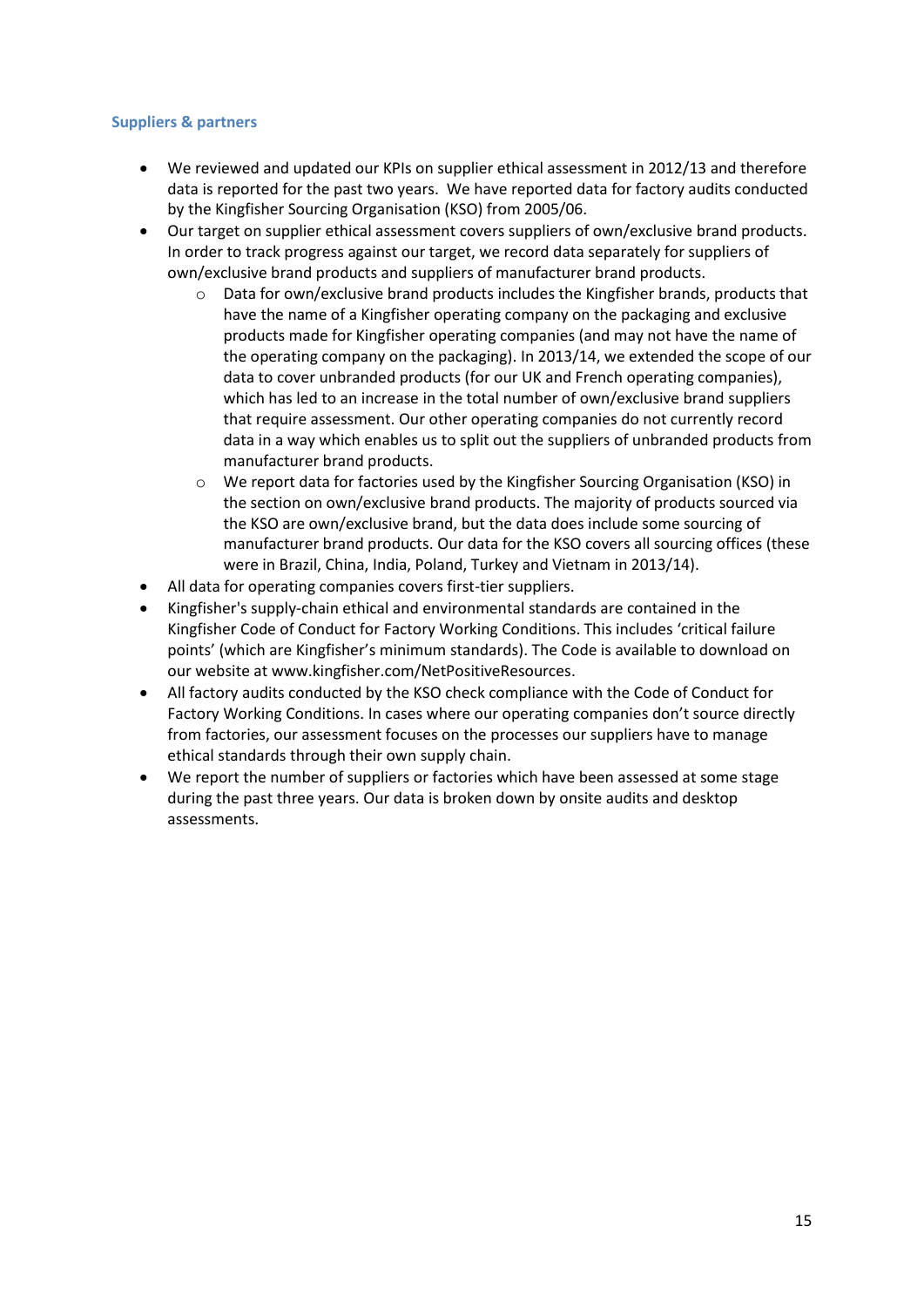### Suppliers & partners

- We reviewed and updated our KPIs on supplier ethical assessment in 2012/13 and therefore data is reported for the past two years. We have reported data for factory audits conducted by the Kingfisher Sourcing Organisation (KSO) from 2005/06.
- Our target on supplier ethical assessment covers suppliers of own/exclusive brand products. In order to track progress against our target, we record data separately for suppliers of own/exclusive brand products and suppliers of manufacturer brand products.
    - Data for own/exclusive brand products includes the Kingfisher brands, products that have the name of a Kingfisher operating company on the packaging and exclusive products made for Kingfisher operating companies (and may not have the name of the operating company on the packaging). In 2013/14, we extended the scope of our data to cover unbranded products (for our UK and French operating companies), which has led to an increase in the total number of own/exclusive brand suppliers that require assessment. Our other operating companies do not currently record data in a way which enables us to split out the suppliers of unbranded products from manufacturer brand products.
    - We report data for factories used by the Kingfisher Sourcing Organisation (KSO) in the section on own/exclusive brand products. The majority of products sourced via the KSO are own/exclusive brand, but the data does include some sourcing of manufacturer brand products. Our data for the KSO covers all sourcing offices (these were in Brazil, China, India, Poland, Turkey and Vietnam in 2013/14).
- All data for operating companies covers first-tier suppliers.
- Kingfisher's supply-chain ethical and environmental standards are contained in the Kingfisher Code of Conduct for Factory Working Conditions. This includes 'critical failure points' (which are Kingfisher's minimum standards). The Code is available to download on our website at www.kingfisher.com/NetPositiveResources.
- All factory audits conducted by the KSO check compliance with the Code of Conduct for Factory Working Conditions. In cases where our operating companies don't source directly from factories, our assessment focuses on the processes our suppliers have to manage ethical standards through their own supply chain.
- We report the number of suppliers or factories which have been assessed at some stage during the past three years. Our data is broken down by onsite audits and desktop assessments.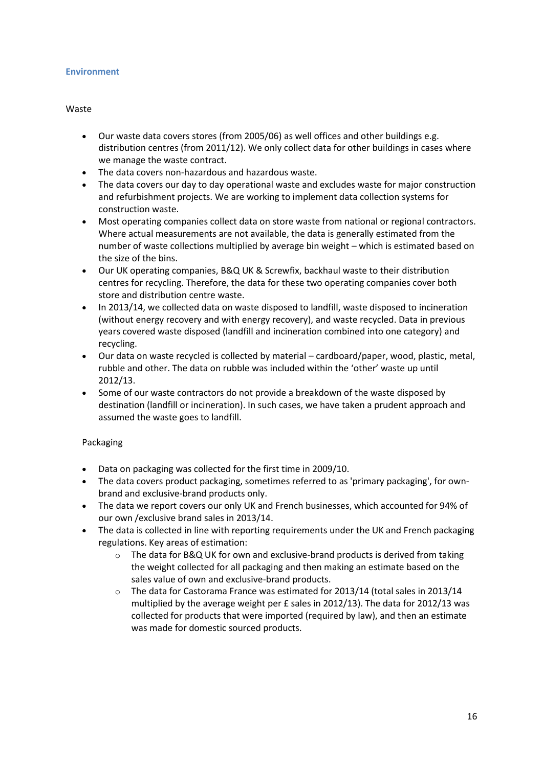## Environment

### Waste

- Our waste data covers stores (from 2005/06) as well offices and other buildings e.g. distribution centres (from 2011/12). We only collect data for other buildings in cases where we manage the waste contract.
- The data covers non-hazardous and hazardous waste.
- The data covers our day to day operational waste and excludes waste for major construction and refurbishment projects. We are working to implement data collection systems for construction waste.
- Most operating companies collect data on store waste from national or regional contractors. Where actual measurements are not available, the data is generally estimated from the number of waste collections multiplied by average bin weight – which is estimated based on the size of the bins.
- Our UK operating companies, B&Q UK & Screwfix, backhaul waste to their distribution centres for recycling. Therefore, the data for these two operating companies cover both store and distribution centre waste.
- In 2013/14, we collected data on waste disposed to landfill, waste disposed to incineration (without energy recovery and with energy recovery), and waste recycled. Data in previous years covered waste disposed (landfill and incineration combined into one category) and recycling.
- Our data on waste recycled is collected by material – cardboard/paper, wood, plastic, metal, rubble and other. The data on rubble was included within the 'other' waste up until 2012/13.
- Some of our waste contractors do not provide a breakdown of the waste disposed by destination (landfill or incineration). In such cases, we have taken a prudent approach and assumed the waste goes to landfill.

### Packaging

- Data on packaging was collected for the first time in 2009/10.
- The data covers product packaging, sometimes referred to as 'primary packaging', for own-brand and exclusive-brand products only.
- The data we report covers our only UK and French businesses, which accounted for 94% of our own /exclusive brand sales in 2013/14.
- The data is collected in line with reporting requirements under the UK and French packaging regulations. Key areas of estimation:
  - The data for B&Q UK for own and exclusive-brand products is derived from taking the weight collected for all packaging and then making an estimate based on the sales value of own and exclusive-brand products.
  - The data for Castorama France was estimated for 2013/14 (total sales in 2013/14 multiplied by the average weight per £ sales in 2012/13). The data for 2012/13 was collected for products that were imported (required by law), and then an estimate was made for domestic sourced products.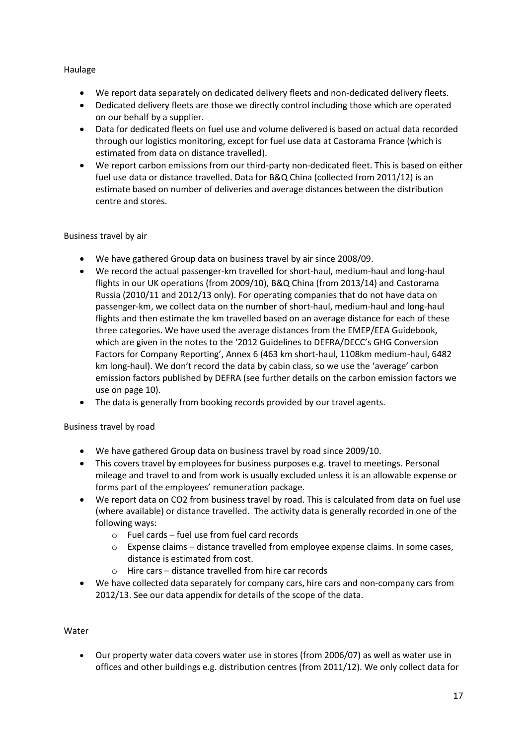Haulage

- We report data separately on dedicated delivery fleets and non-dedicated delivery fleets.
- Dedicated delivery fleets are those we directly control including those which are operated on our behalf by a supplier.
- Data for dedicated fleets on fuel use and volume delivered is based on actual data recorded through our logistics monitoring, except for fuel use data at Castorama France (which is estimated from data on distance travelled).
- We report carbon emissions from our third-party non-dedicated fleet. This is based on either fuel use data or distance travelled. Data for B&Q China (collected from 2011/12) is an estimate based on number of deliveries and average distances between the distribution centre and stores.

Business travel by air

- We have gathered Group data on business travel by air since 2008/09.
- We record the actual passenger-km travelled for short-haul, medium-haul and long-haul flights in our UK operations (from 2009/10), B&Q China (from 2013/14) and Castorama Russia (2010/11 and 2012/13 only). For operating companies that do not have data on passenger-km, we collect data on the number of short-haul, medium-haul and long-haul flights and then estimate the km travelled based on an average distance for each of these three categories. We have used the average distances from the EMEP/EEA Guidebook, which are given in the notes to the '2012 Guidelines to DEFRA/DECC's GHG Conversion Factors for Company Reporting', Annex 6 (463 km short-haul, 1108km medium-haul, 6482 km long-haul). We don't record the data by cabin class, so we use the 'average' carbon emission factors published by DEFRA (see further details on the carbon emission factors we use on page 10).
- The data is generally from booking records provided by our travel agents.

Business travel by road

- We have gathered Group data on business travel by road since 2009/10.
- This covers travel by employees for business purposes e.g. travel to meetings. Personal mileage and travel to and from work is usually excluded unless it is an allowable expense or forms part of the employees' remuneration package.
- We report data on $CO_2$ from business travel by road. This is calculated from data on fuel use (where available) or distance travelled. The activity data is generally recorded in one of the following ways:
  - Fuel cards – fuel use from fuel card records
  - Expense claims – distance travelled from employee expense claims. In some cases, distance is estimated from cost.
  - Hire cars – distance travelled from hire car records
- We have collected data separately for company cars, hire cars and non-company cars from 2012/13. See our data appendix for details of the scope of the data.

Water

- Our property water data covers water use in stores (from 2006/07) as well as water use in offices and other buildings e.g. distribution centres (from 2011/12). We only collect data for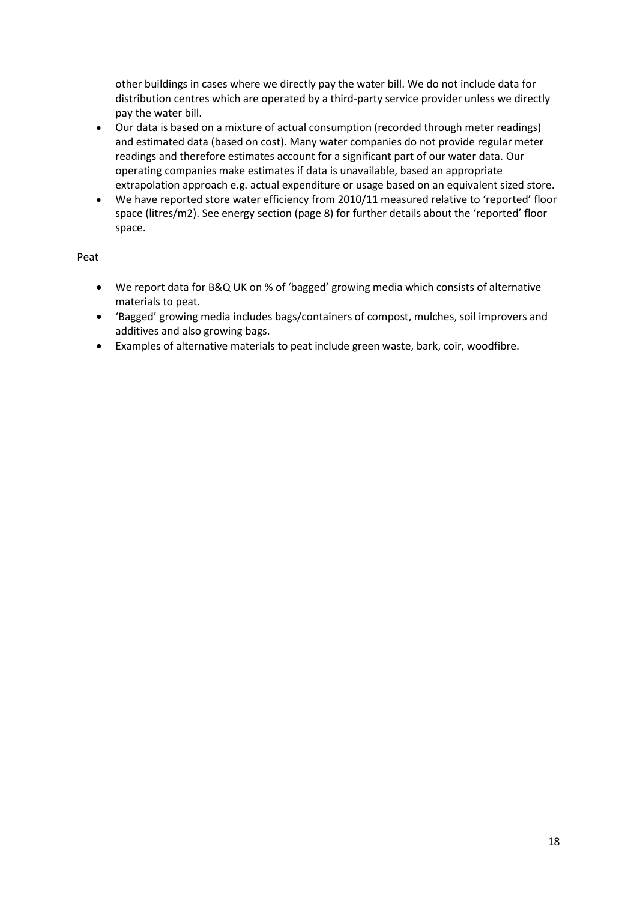other buildings in cases where we directly pay the water bill. We do not include data for distribution centres which are operated by a third-party service provider unless we directly pay the water bill.

- Our data is based on a mixture of actual consumption (recorded through meter readings) and estimated data (based on cost). Many water companies do not provide regular meter readings and therefore estimates account for a significant part of our water data. Our operating companies make estimates if data is unavailable, based an appropriate extrapolation approach e.g. actual expenditure or usage based on an equivalent sized store.
- We have reported store water efficiency from 2010/11 measured relative to 'reported' floor space (litres/m2). See energy section (page 8) for further details about the 'reported' floor space.

Peat

- We report data for B&Q UK on % of 'bagged' growing media which consists of alternative materials to peat.
- 'Bagged' growing media includes bags/containers of compost, mulches, soil improvers and additives and also growing bags.
- Examples of alternative materials to peat include green waste, bark, coir, woodfibre.